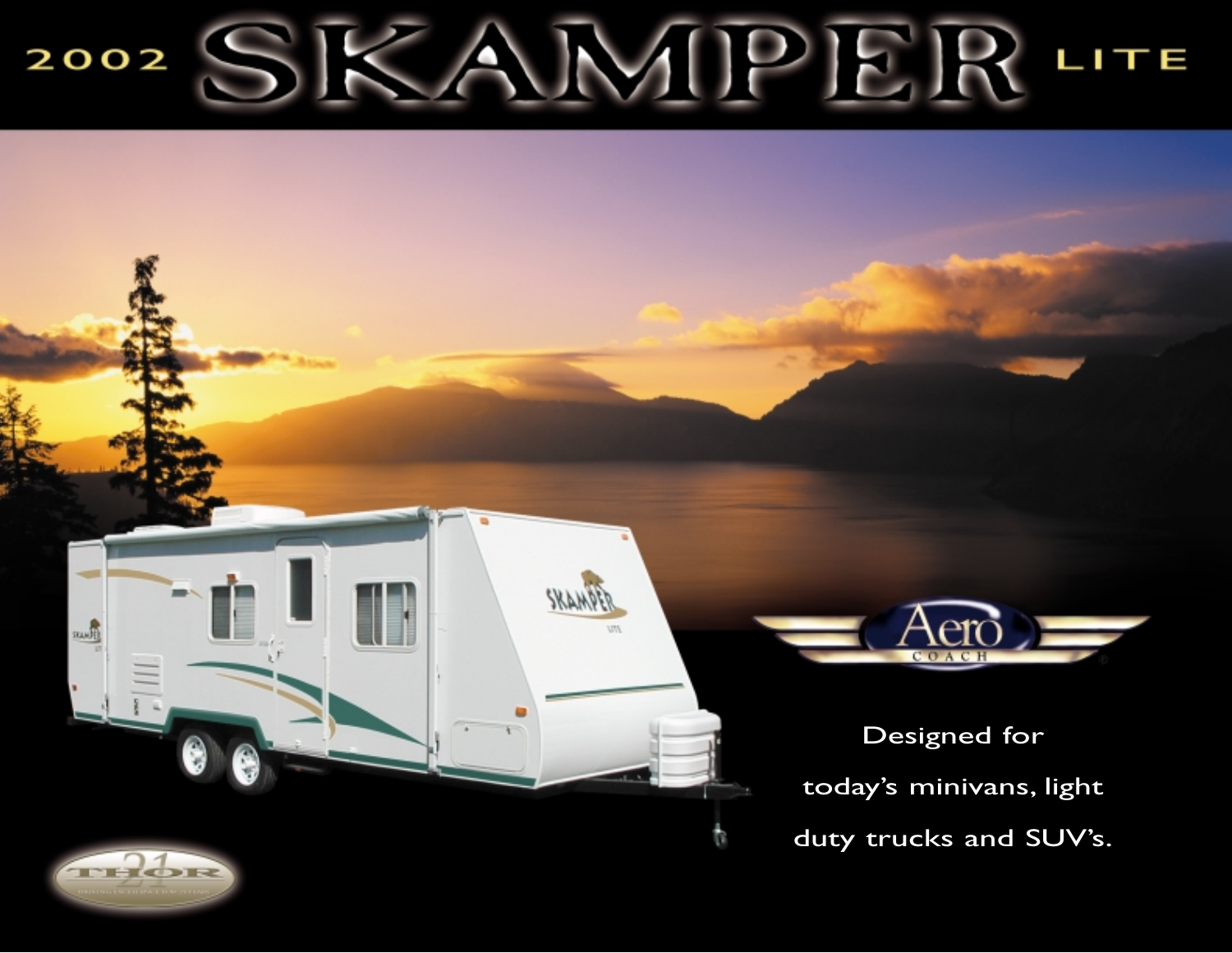# 2002 SKAMPER LITE

Aero COACH

Designed for today's minivans, light duty trucks and SUV's.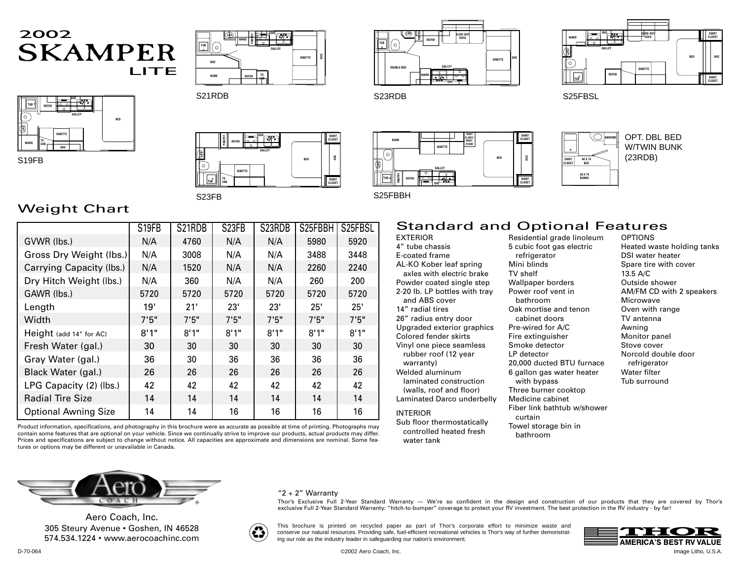# 2002 SKAMPER LITE

S19FB

S21RDB

S23RDB

S25FBSL

S23FB

S25FBBH

OPT. DBL BED W/TWIN BUNK (23RDB)

## Weight Chart

| | S19FB | S21RDB | S23FB | S23RDB | S25FBBH | S25FBSL |
|---|---|---|---|---|---|---|
| GVWR (lbs.) | N/A | 4760 | N/A | N/A | 5980 | 5920 |
| Gross Dry Weight (lbs.) | N/A | 3008 | N/A | N/A | 3488 | 3448 |
| Carrying Capacity (lbs.) | N/A | 1520 | N/A | N/A | 2260 | 2240 |
| Dry Hitch Weight (lbs.) | N/A | 360 | N/A | N/A | 260 | 200 |
| GAWR (lbs.) | 5720 | 5720 | 5720 | 5720 | 5720 | 5720 |
| Length | 19' | 21' | 23' | 23' | 25' | 25' |
| Width | 7'5" | 7'5" | 7'5" | 7'5" | 7'5" | 7'5" |
| Height (add 14" for AC) | 8'1" | 8'1" | 8'1" | 8'1" | 8'1" | 8'1" |
| Fresh Water (gal.) | 30 | 30 | 30 | 30 | 30 | 30 |
| Gray Water (gal.) | 36 | 30 | 36 | 36 | 36 | 36 |
| Black Water (gal.) | 26 | 26 | 26 | 26 | 26 | 26 |
| LPG Capacity (2) (lbs.) | 42 | 42 | 42 | 42 | 42 | 42 |
| Radial Tire Size | 14 | 14 | 14 | 14 | 14 | 14 |
| Optional Awning Size | 14 | 14 | 16 | 16 | 16 | 16 |

Product information, specifications, and photography in this brochure were as accurate as possible at time of printing. Photographs may contain some features that are optional on your vehicle. Since we continually strive to improve our products, actual products may differ. Prices and specifications are subject to change without notice. All capacities are approximate and dimensions are nominal. Some features or options may be different or unavailable in Canada.

## Standard and Optional Features

EXTERIOR
- 4" tube chassis
- E-coated frame
- AL-KO Kober leaf spring axles with electric brake
- Powder coated single step
- 2-20 lb. LP bottles with tray and ABS cover
- 14" radial tires
- 26" radius entry door
- Upgraded exterior graphics
- Colored fender skirts
- Vinyl one piece seamless rubber roof (12 year warranty)
- Welded aluminum laminated construction (walls, roof and floor)
- Laminated Darco underbelly

INTERIOR
- Sub floor thermostatically controlled heated fresh water tank
- Residential grade linoleum
- 5 cubic foot gas electric refrigerator
- Mini blinds
- TV shelf
- Wallpaper borders
- Power roof vent in bathroom
- Oak mortise and tenon cabinet doors
- Pre-wired for A/C
- Fire extinguisher
- Smoke detector
- LP detector
- 20,000 ducted BTU furnace
- 6 gallon gas water heater with bypass
- Three burner cooktop
- Medicine cabinet
- Fiber link bathtub w/shower curtain
- Towel storage bin in bathroom

OPTIONS
- Heated waste holding tanks
- DSI water heater
- Spare tire with cover
- 13.5 A/C
- Outside shower
- AM/FM CD with 2 speakers
- Microwave
- Oven with range
- TV antenna
- Awning
- Monitor panel
- Stove cover
- Norcold double door refrigerator
- Water filter
- Tub surround

Aero Coach, Inc.
305 Steury Avenue • Goshen, IN 46528
574.534.1224 • www.aerocoachinc.com

"2 + 2" Warranty

Thor's Exclusive Full 2-Year Standard Warranty — We're so confident in the design and construction of our products that they are covered by Thor's exclusive Full 2-Year Standard Warranty: "hitch-to-bumper" coverage to protect your RV investment. The best protection in the RV industry - by far!

This brochure is printed on recycled paper as part of Thor's corporate effort to minimize waste and conserve our natural resources. Providing safe, fuel-efficient recreational vehicles is Thor's way of further demonstrating our role as the industry leader in safeguarding our nation's environment.

THOR
AMERICA'S BEST RV VALUE

D-70-064 ©2002 Aero Coach, Inc. Image Litho, U.S.A.